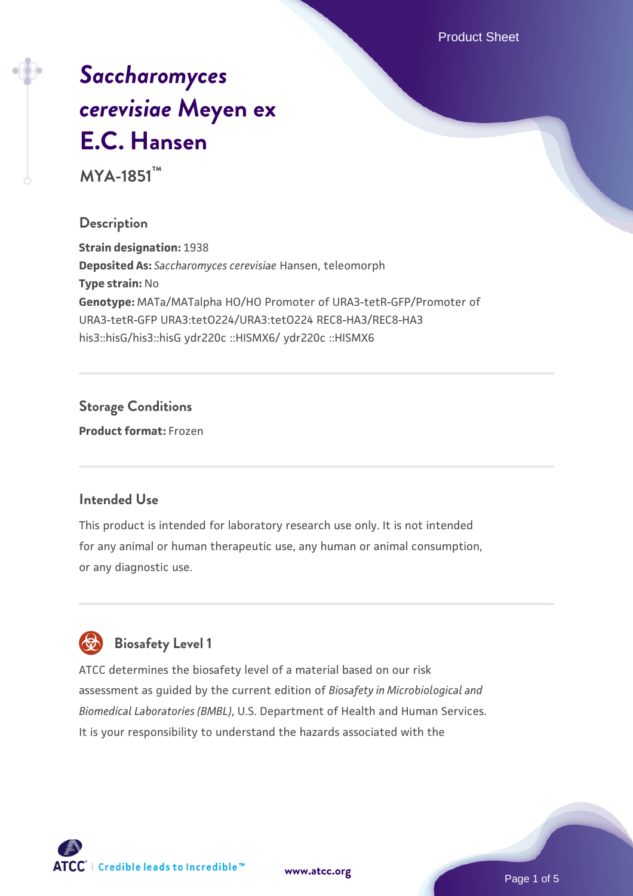# *Saccharomyces cerevisiae* Meyen ex E.C. Hansen

**MYA-1851™**

## Description

**Strain designation:** 1938

**Deposited As:** *Saccharomyces cerevisiae* Hansen, teleomorph

**Type strain:** No

**Genotype:** MATa/MATalpha HO/HO Promoter of URA3-tetR-GFP/Promoter of URA3-tetR-GFP URA3:tetO224/URA3:tetO224 REC8-HA3/REC8-HA3 his3::hisG/his3::hisG ydr220c ::HISMX6/ ydr220c ::HISMX6

## Storage Conditions

**Product format:** Frozen

## Intended Use

This product is intended for laboratory research use only. It is not intended for any animal or human therapeutic use, any human or animal consumption, or any diagnostic use.

## Biosafety Level 1

ATCC determines the biosafety level of a material based on our risk assessment as guided by the current edition of *Biosafety in Microbiological and Biomedical Laboratories (BMBL)*, U.S. Department of Health and Human Services. It is your responsibility to understand the hazards associated with the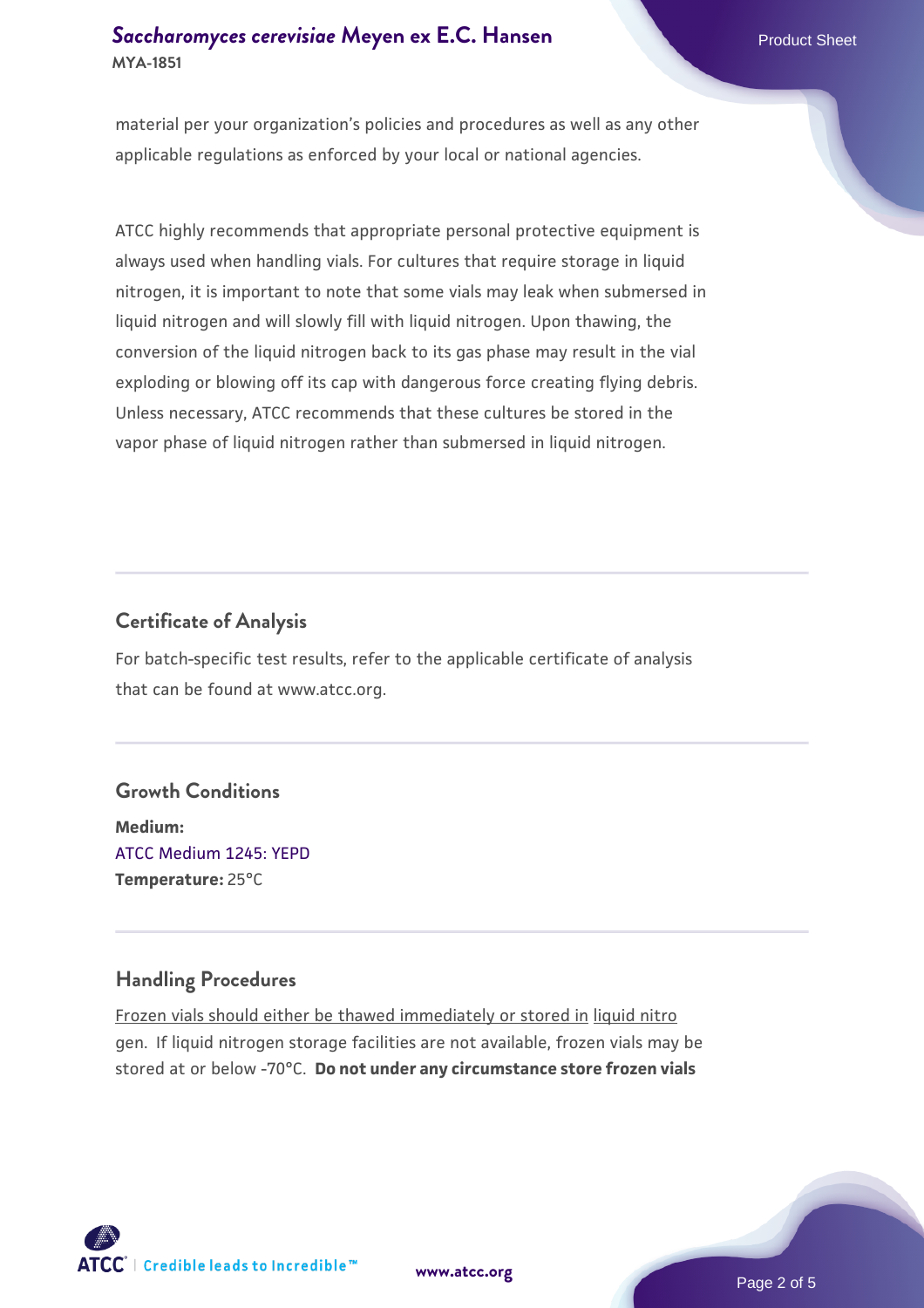material per your organization's policies and procedures as well as any other applicable regulations as enforced by your local or national agencies.

ATCC highly recommends that appropriate personal protective equipment is always used when handling vials. For cultures that require storage in liquid nitrogen, it is important to note that some vials may leak when submersed in liquid nitrogen and will slowly fill with liquid nitrogen. Upon thawing, the conversion of the liquid nitrogen back to its gas phase may result in the vial exploding or blowing off its cap with dangerous force creating flying debris. Unless necessary, ATCC recommends that these cultures be stored in the vapor phase of liquid nitrogen rather than submersed in liquid nitrogen.

## Certificate of Analysis

For batch-specific test results, refer to the applicable certificate of analysis that can be found at www.atcc.org.

## Growth Conditions

**Medium:**
ATCC Medium 1245: YEPD
**Temperature:** 25°C

## Handling Procedures

Frozen vials should either be thawed immediately or stored in liquid nitrogen. If liquid nitrogen storage facilities are not available, frozen vials may be stored at or below -70°C. **Do not under any circumstance store frozen vials**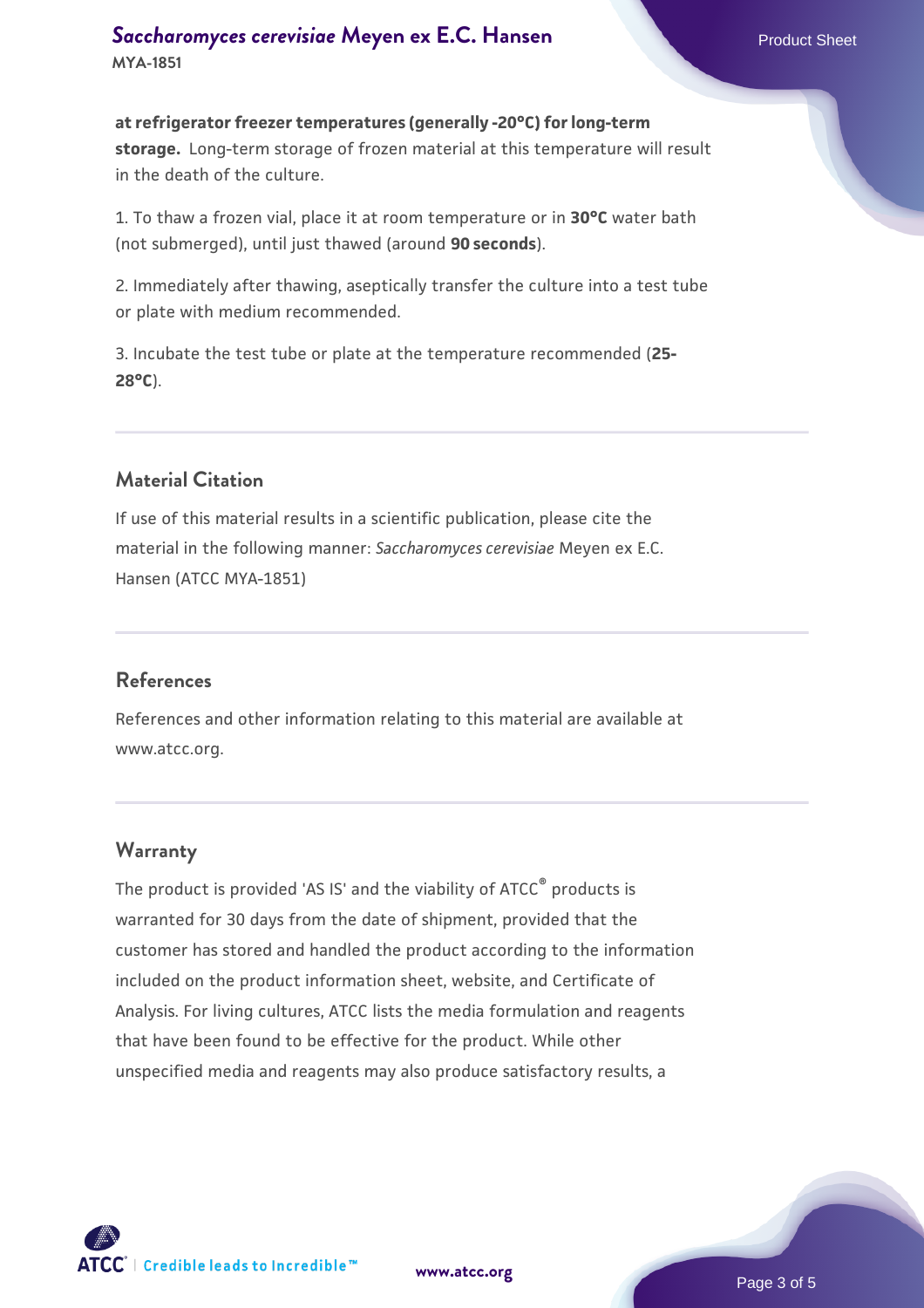**at refrigerator freezer temperatures (generally -20°C) for long-term storage.** Long-term storage of frozen material at this temperature will result in the death of the culture.

1. To thaw a frozen vial, place it at room temperature or in **30°C** water bath (not submerged), until just thawed (around **90 seconds**).

2. Immediately after thawing, aseptically transfer the culture into a test tube or plate with medium recommended.

3. Incubate the test tube or plate at the temperature recommended (**25-28°C**).

## Material Citation

If use of this material results in a scientific publication, please cite the material in the following manner: *Saccharomyces cerevisiae* Meyen ex E.C. Hansen (ATCC MYA-1851)

## References

References and other information relating to this material are available at www.atcc.org.

## Warranty

The product is provided 'AS IS' and the viability of ATCC® products is warranted for 30 days from the date of shipment, provided that the customer has stored and handled the product according to the information included on the product information sheet, website, and Certificate of Analysis. For living cultures, ATCC lists the media formulation and reagents that have been found to be effective for the product. While other unspecified media and reagents may also produce satisfactory results, a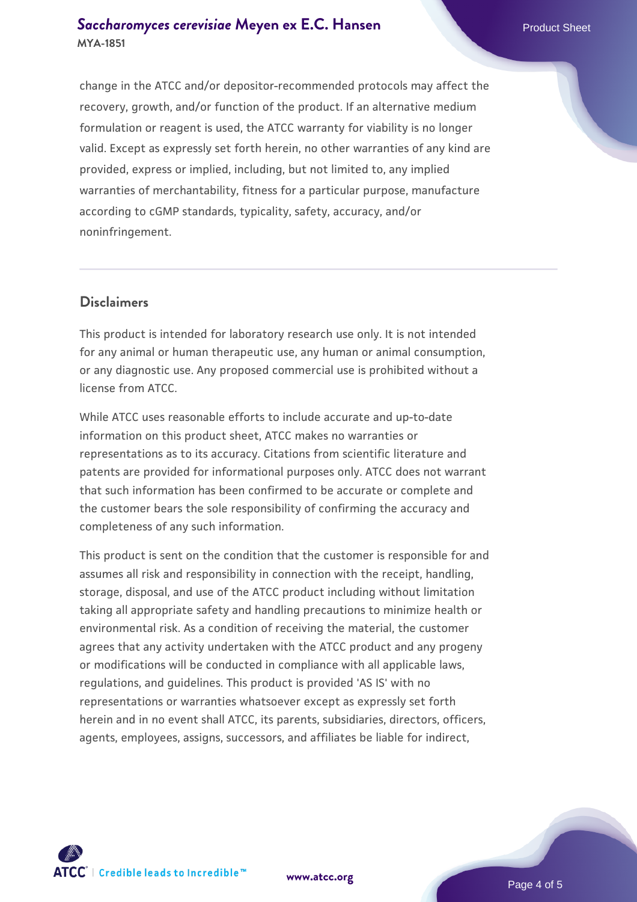change in the ATCC and/or depositor-recommended protocols may affect the recovery, growth, and/or function of the product. If an alternative medium formulation or reagent is used, the ATCC warranty for viability is no longer valid. Except as expressly set forth herein, no other warranties of any kind are provided, express or implied, including, but not limited to, any implied warranties of merchantability, fitness for a particular purpose, manufacture according to cGMP standards, typicality, safety, accuracy, and/or noninfringement.

## Disclaimers

This product is intended for laboratory research use only. It is not intended for any animal or human therapeutic use, any human or animal consumption, or any diagnostic use. Any proposed commercial use is prohibited without a license from ATCC.

While ATCC uses reasonable efforts to include accurate and up-to-date information on this product sheet, ATCC makes no warranties or representations as to its accuracy. Citations from scientific literature and patents are provided for informational purposes only. ATCC does not warrant that such information has been confirmed to be accurate or complete and the customer bears the sole responsibility of confirming the accuracy and completeness of any such information.

This product is sent on the condition that the customer is responsible for and assumes all risk and responsibility in connection with the receipt, handling, storage, disposal, and use of the ATCC product including without limitation taking all appropriate safety and handling precautions to minimize health or environmental risk. As a condition of receiving the material, the customer agrees that any activity undertaken with the ATCC product and any progeny or modifications will be conducted in compliance with all applicable laws, regulations, and guidelines. This product is provided 'AS IS' with no representations or warranties whatsoever except as expressly set forth herein and in no event shall ATCC, its parents, subsidiaries, directors, officers, agents, employees, assigns, successors, and affiliates be liable for indirect,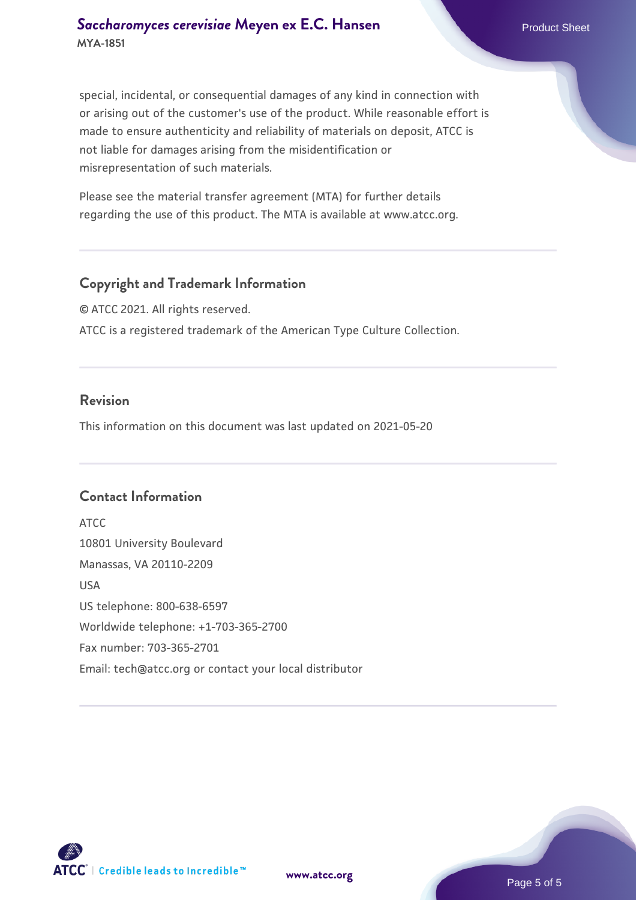special, incidental, or consequential damages of any kind in connection with or arising out of the customer's use of the product. While reasonable effort is made to ensure authenticity and reliability of materials on deposit, ATCC is not liable for damages arising from the misidentification or misrepresentation of such materials.

Please see the material transfer agreement (MTA) for further details regarding the use of this product. The MTA is available at www.atcc.org.

## Copyright and Trademark Information

© ATCC 2021. All rights reserved.

ATCC is a registered trademark of the American Type Culture Collection.

## Revision

This information on this document was last updated on 2021-05-20

## Contact Information

ATCC
10801 University Boulevard
Manassas, VA 20110-2209
USA
US telephone: 800-638-6597
Worldwide telephone: +1-703-365-2700
Fax number: 703-365-2701
Email: tech@atcc.org or contact your local distributor